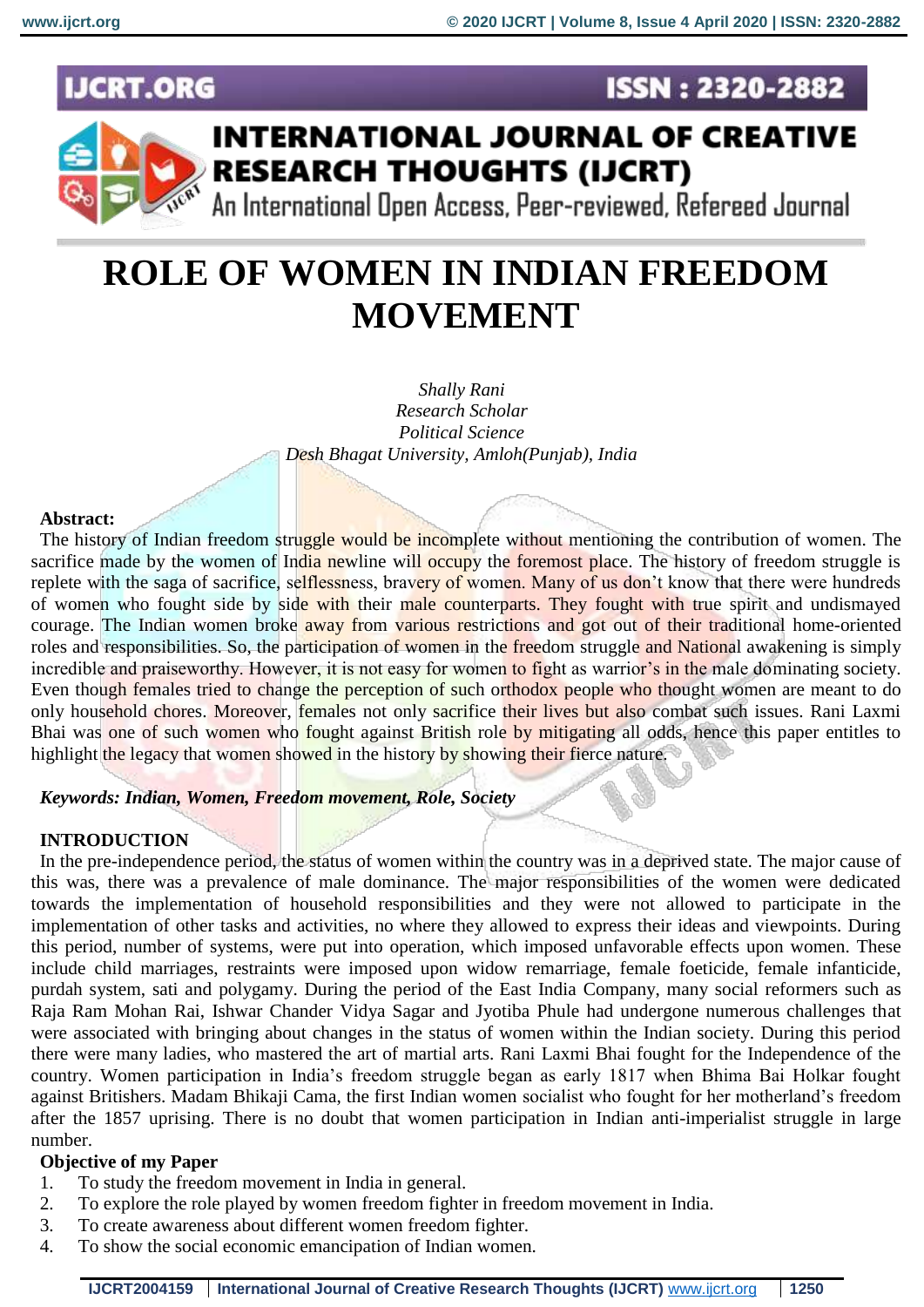# ROLE OF WOMEN IN INDIAN FREEDOM MOVEMENT

*Shally Rani*
*Research Scholar*
*Political Science*
*Desh Bhagat University, Amloh(Punjab), India*

**Abstract:**
The history of Indian freedom struggle would be incomplete without mentioning the contribution of women. The sacrifice made by the women of India newline will occupy the foremost place. The history of freedom struggle is replete with the saga of sacrifice, selflessness, bravery of women. Many of us don't know that there were hundreds of women who fought side by side with their male counterparts. They fought with true spirit and undismayed courage. The Indian women broke away from various restrictions and got out of their traditional home-oriented roles and responsibilities. So, the participation of women in the freedom struggle and National awakening is simply incredible and praiseworthy. However, it is not easy for women to fight as warrior's in the male dominating society. Even though females tried to change the perception of such orthodox people who thought women are meant to do only household chores. Moreover, females not only sacrifice their lives but also combat such issues. Rani Laxmi Bhai was one of such women who fought against British role by mitigating all odds, hence this paper entitles to highlight the legacy that women showed in the history by showing their fierce nature.

***Keywords: Indian, Women, Freedom movement, Role, Society***

## INTRODUCTION

In the pre-independence period, the status of women within the country was in a deprived state. The major cause of this was, there was a prevalence of male dominance. The major responsibilities of the women were dedicated towards the implementation of household responsibilities and they were not allowed to participate in the implementation of other tasks and activities, no where they allowed to express their ideas and viewpoints. During this period, number of systems, were put into operation, which imposed unfavorable effects upon women. These include child marriages, restraints were imposed upon widow remarriage, female foeticide, female infanticide, purdah system, sati and polygamy. During the period of the East India Company, many social reformers such as Raja Ram Mohan Rai, Ishwar Chander Vidya Sagar and Jyotiba Phule had undergone numerous challenges that were associated with bringing about changes in the status of women within the Indian society. During this period there were many ladies, who mastered the art of martial arts. Rani Laxmi Bhai fought for the Independence of the country. Women participation in India's freedom struggle began as early 1817 when Bhima Bai Holkar fought against Britishers. Madam Bhikaji Cama, the first Indian women socialist who fought for her motherland's freedom after the 1857 uprising. There is no doubt that women participation in Indian anti-imperialist struggle in large number.

### Objective of my Paper

1. To study the freedom movement in India in general.
2. To explore the role played by women freedom fighter in freedom movement in India.
3. To create awareness about different women freedom fighter.
4. To show the social economic emancipation of Indian women.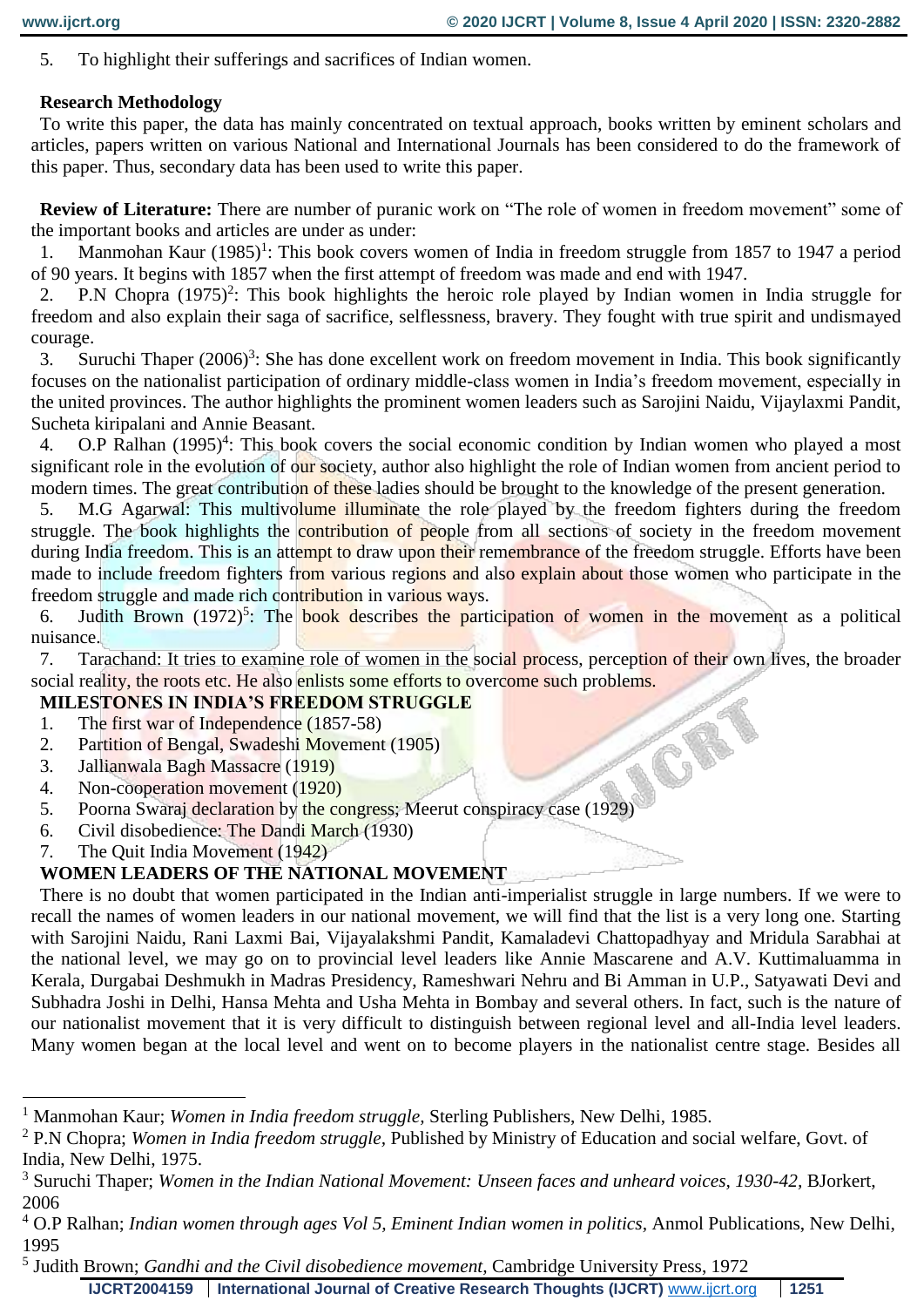5. To highlight their sufferings and sacrifices of Indian women.

**Research Methodology**

To write this paper, the data has mainly concentrated on textual approach, books written by eminent scholars and articles, papers written on various National and International Journals has been considered to do the framework of this paper. Thus, secondary data has been used to write this paper.

**Review of Literature:** There are number of puranic work on "The role of women in freedom movement" some of the important books and articles are under as under:

1. Manmohan Kaur (1985)[1]: This book covers women of India in freedom struggle from 1857 to 1947 a period of 90 years. It begins with 1857 when the first attempt of freedom was made and end with 1947.
2. P.N Chopra (1975)[2]: This book highlights the heroic role played by Indian women in India struggle for freedom and also explain their saga of sacrifice, selflessness, bravery. They fought with true spirit and undismayed courage.
3. Suruchi Thaper (2006)[3]: She has done excellent work on freedom movement in India. This book significantly focuses on the nationalist participation of ordinary middle-class women in India's freedom movement, especially in the united provinces. The author highlights the prominent women leaders such as Sarojini Naidu, Vijaylaxmi Pandit, Sucheta kiripalani and Annie Beasant.
4. O.P Ralhan (1995)[4]: This book covers the social economic condition by Indian women who played a most significant role in the evolution of our society, author also highlight the role of Indian women from ancient period to modern times. The great contribution of these ladies should be brought to the knowledge of the present generation.
5. M.G Agarwal: This multivolume illuminate the role played by the freedom fighters during the freedom struggle. The book highlights the contribution of people from all sections of society in the freedom movement during India freedom. This is an attempt to draw upon their remembrance of the freedom struggle. Efforts have been made to include freedom fighters from various regions and also explain about those women who participate in the freedom struggle and made rich contribution in various ways.
6. Judith Brown (1972)[5]: The book describes the participation of women in the movement as a political nuisance.
7. Tarachand: It tries to examine role of women in the social process, perception of their own lives, the broader social reality, the roots etc. He also enlists some efforts to overcome such problems.

**MILESTONES IN INDIA'S FREEDOM STRUGGLE**

1. The first war of Independence (1857-58)
2. Partition of Bengal, Swadeshi Movement (1905)
3. Jallianwala Bagh Massacre (1919)
4. Non-cooperation movement (1920)
5. Poorna Swaraj declaration by the congress; Meerut conspiracy case (1929)
6. Civil disobedience: The Dandi March (1930)
7. The Quit India Movement (1942)

**WOMEN LEADERS OF THE NATIONAL MOVEMENT**

There is no doubt that women participated in the Indian anti-imperialist struggle in large numbers. If we were to recall the names of women leaders in our national movement, we will find that the list is a very long one. Starting with Sarojini Naidu, Rani Laxmi Bai, Vijayalakshmi Pandit, Kamaladevi Chattopadhyay and Mridula Sarabhai at the national level, we may go on to provincial level leaders like Annie Mascarene and A.V. Kuttimaluamma in Kerala, Durgabai Deshmukh in Madras Presidency, Rameshwari Nehru and Bi Amman in U.P., Satyawati Devi and Subhadra Joshi in Delhi, Hansa Mehta and Usha Mehta in Bombay and several others. In fact, such is the nature of our nationalist movement that it is very difficult to distinguish between regional level and all-India level leaders. Many women began at the local level and went on to become players in the nationalist centre stage. Besides all

---

[1] Manmohan Kaur; *Women in India freedom struggle,* Sterling Publishers, New Delhi, 1985.

[2] P.N Chopra; *Women in India freedom struggle,* Published by Ministry of Education and social welfare, Govt. of India, New Delhi, 1975.

[3] Suruchi Thaper; *Women in the Indian National Movement: Unseen faces and unheard voices, 1930-42,* BJorkert, 2006

[4] O.P Ralhan; *Indian women through ages Vol 5, Eminent Indian women in politics,* Anmol Publications, New Delhi, 1995

[5] Judith Brown; *Gandhi and the Civil disobedience movement,* Cambridge University Press, 1972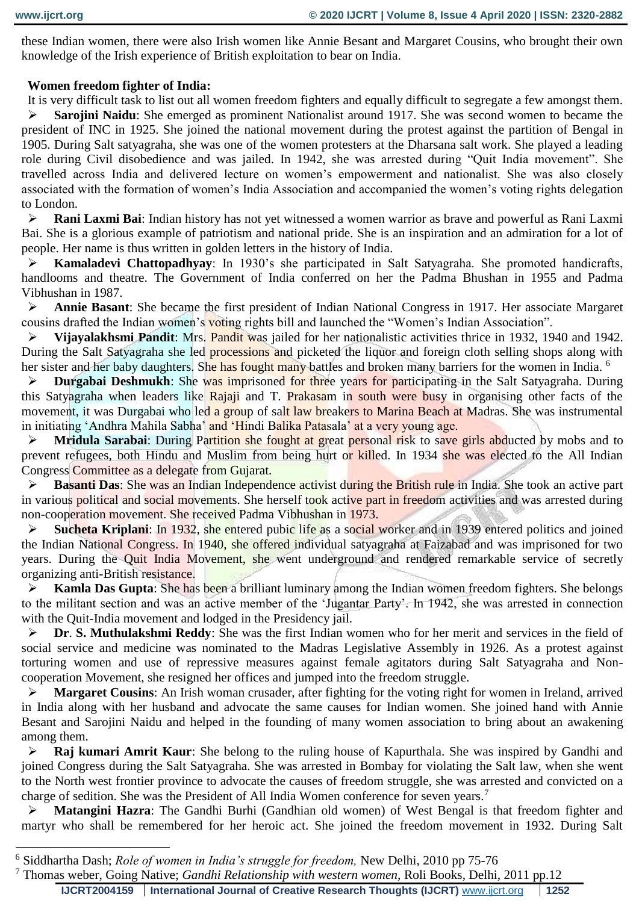these Indian women, there were also Irish women like Annie Besant and Margaret Cousins, who brought their own knowledge of the Irish experience of British exploitation to bear on India.

**Women freedom fighter of India:**

It is very difficult task to list out all women freedom fighters and equally difficult to segregate a few amongst them.

- **Sarojini Naidu**: She emerged as prominent Nationalist around 1917. She was second women to became the president of INC in 1925. She joined the national movement during the protest against the partition of Bengal in 1905. During Salt satyagraha, she was one of the women protesters at the Dharsana salt work. She played a leading role during Civil disobedience and was jailed. In 1942, she was arrested during "Quit India movement". She travelled across India and delivered lecture on women's empowerment and nationalist. She was also closely associated with the formation of women's India Association and accompanied the women's voting rights delegation to London.
- **Rani Laxmi Bai**: Indian history has not yet witnessed a women warrior as brave and powerful as Rani Laxmi Bai. She is a glorious example of patriotism and national pride. She is an inspiration and an admiration for a lot of people. Her name is thus written in golden letters in the history of India.
- **Kamaladevi Chattopadhyay**: In 1930's she participated in Salt Satyagraha. She promoted handicrafts, handlooms and theatre. The Government of India conferred on her the Padma Bhushan in 1955 and Padma Vibhushan in 1987.
- **Annie Basant**: She became the first president of Indian National Congress in 1917. Her associate Margaret cousins drafted the Indian women's voting rights bill and launched the "Women's Indian Association".
- **Vijayalakhsmi Pandit**: Mrs. Pandit was jailed for her nationalistic activities thrice in 1932, 1940 and 1942. During the Salt Satyagraha she led processions and picketed the liquor and foreign cloth selling shops along with her sister and her baby daughters. She has fought many battles and broken many barriers for the women in India. [6]
- **Durgabai Deshmukh**: She was imprisoned for three years for participating in the Salt Satyagraha. During this Satyagraha when leaders like Rajaji and T. Prakasam in south were busy in organising other facts of the movement, it was Durgabai who led a group of salt law breakers to Marina Beach at Madras. She was instrumental in initiating 'Andhra Mahila Sabha' and 'Hindi Balika Patasala' at a very young age.
- **Mridula Sarabai**: During Partition she fought at great personal risk to save girls abducted by mobs and to prevent refugees, both Hindu and Muslim from being hurt or killed. In 1934 she was elected to the All Indian Congress Committee as a delegate from Gujarat.
- **Basanti Das**: She was an Indian Independence activist during the British rule in India. She took an active part in various political and social movements. She herself took active part in freedom activities and was arrested during non-cooperation movement. She received Padma Vibhushan in 1973.
- **Sucheta Kriplani**: In 1932, she entered pubic life as a social worker and in 1939 entered politics and joined the Indian National Congress. In 1940, she offered individual satyagraha at Faizabad and was imprisoned for two years. During the Quit India Movement, she went underground and rendered remarkable service of secretly organizing anti-British resistance.
- **Kamla Das Gupta**: She has been a brilliant luminary among the Indian women freedom fighters. She belongs to the militant section and was an active member of the 'Jugantar Party'. In 1942, she was arrested in connection with the Quit-India movement and lodged in the Presidency jail.
- **Dr. S. Muthulakshmi Reddy**: She was the first Indian women who for her merit and services in the field of social service and medicine was nominated to the Madras Legislative Assembly in 1926. As a protest against torturing women and use of repressive measures against female agitators during Salt Satyagraha and Non-cooperation Movement, she resigned her offices and jumped into the freedom struggle.
- **Margaret Cousins**: An Irish woman crusader, after fighting for the voting right for women in Ireland, arrived in India along with her husband and advocate the same causes for Indian women. She joined hand with Annie Besant and Sarojini Naidu and helped in the founding of many women association to bring about an awakening among them.
- **Raj kumari Amrit Kaur**: She belong to the ruling house of Kapurthala. She was inspired by Gandhi and joined Congress during the Salt Satyagraha. She was arrested in Bombay for violating the Salt law, when she went to the North west frontier province to advocate the causes of freedom struggle, she was arrested and convicted on a charge of sedition. She was the President of All India Women conference for seven years.[7]
- **Matangini Hazra**: The Gandhi Burhi (Gandhian old women) of West Bengal is that freedom fighter and martyr who shall be remembered for her heroic act. She joined the freedom movement in 1932. During Salt

---

[6] Siddhartha Dash; *Role of women in India's struggle for freedom,* New Delhi, 2010 pp 75-76

[7] Thomas weber, Going Native; *Gandhi Relationship with western women,* Roli Books, Delhi, 2011 pp.12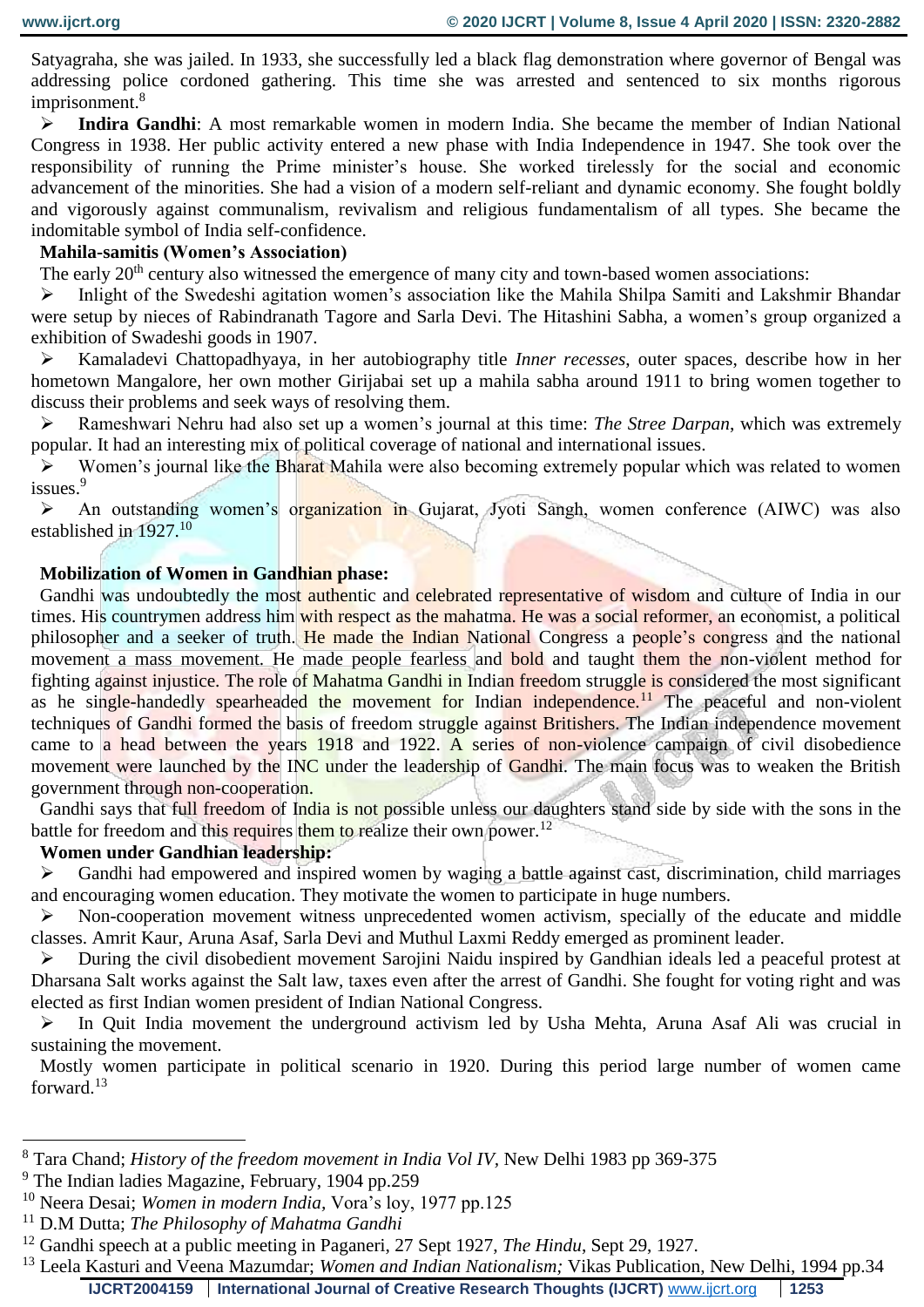Satyagraha, she was jailed. In 1933, she successfully led a black flag demonstration where governor of Bengal was addressing police cordoned gathering. This time she was arrested and sentenced to six months rigorous imprisonment.[8]

- **Indira Gandhi**: A most remarkable women in modern India. She became the member of Indian National Congress in 1938. Her public activity entered a new phase with India Independence in 1947. She took over the responsibility of running the Prime minister's house. She worked tirelessly for the social and economic advancement of the minorities. She had a vision of a modern self-reliant and dynamic economy. She fought boldly and vigorously against communalism, revivalism and religious fundamentalism of all types. She became the indomitable symbol of India self-confidence.

**Mahila-samitis (Women's Association)**

The early 20th century also witnessed the emergence of many city and town-based women associations:

- Inlight of the Swedeshi agitation women's association like the Mahila Shilpa Samiti and Lakshmir Bhandar were setup by nieces of Rabindranath Tagore and Sarla Devi. The Hitashini Sabha, a women's group organized a exhibition of Swadeshi goods in 1907.
- Kamaladevi Chattopadhyaya, in her autobiography title *Inner recesses*, outer spaces, describe how in her hometown Mangalore, her own mother Girijabai set up a mahila sabha around 1911 to bring women together to discuss their problems and seek ways of resolving them.
- Rameshwari Nehru had also set up a women's journal at this time: *The Stree Darpan*, which was extremely popular. It had an interesting mix of political coverage of national and international issues.
- Women's journal like the Bharat Mahila were also becoming extremely popular which was related to women issues.[9]
- An outstanding women's organization in Gujarat, Jyoti Sangh, women conference (AIWC) was also established in 1927.[10]

**Mobilization of Women in Gandhian phase:**

Gandhi was undoubtedly the most authentic and celebrated representative of wisdom and culture of India in our times. His countrymen address him with respect as the mahatma. He was a social reformer, an economist, a political philosopher and a seeker of truth. He made the Indian National Congress a people's congress and the national movement a mass movement. He made people fearless and bold and taught them the non-violent method for fighting against injustice. The role of Mahatma Gandhi in Indian freedom struggle is considered the most significant as he single-handedly spearheaded the movement for Indian independence.[11] The peaceful and non-violent techniques of Gandhi formed the basis of freedom struggle against Britishers. The Indian independence movement came to a head between the years 1918 and 1922. A series of non-violence campaign of civil disobedience movement were launched by the INC under the leadership of Gandhi. The main focus was to weaken the British government through non-cooperation.

Gandhi says that full freedom of India is not possible unless our daughters stand side by side with the sons in the battle for freedom and this requires them to realize their own power.[12]

**Women under Gandhian leadership:**

- Gandhi had empowered and inspired women by waging a battle against cast, discrimination, child marriages and encouraging women education. They motivate the women to participate in huge numbers.
- Non-cooperation movement witness unprecedented women activism, specially of the educate and middle classes. Amrit Kaur, Aruna Asaf, Sarla Devi and Muthul Laxmi Reddy emerged as prominent leader.
- During the civil disobedient movement Sarojini Naidu inspired by Gandhian ideals led a peaceful protest at Dharsana Salt works against the Salt law, taxes even after the arrest of Gandhi. She fought for voting right and was elected as first Indian women president of Indian National Congress.
- In Quit India movement the underground activism led by Usha Mehta, Aruna Asaf Ali was crucial in sustaining the movement.

Mostly women participate in political scenario in 1920. During this period large number of women came forward.[13]

---

[8] Tara Chand; *History of the freedom movement in India Vol IV*, New Delhi 1983 pp 369-375

[9] The Indian ladies Magazine, February, 1904 pp.259

[10] Neera Desai; *Women in modern India*, Vora's loy, 1977 pp.125

[11] D.M Dutta; *The Philosophy of Mahatma Gandhi*

[12] Gandhi speech at a public meeting in Paganeri, 27 Sept 1927, *The Hindu*, Sept 29, 1927.

[13] Leela Kasturi and Veena Mazumdar; *Women and Indian Nationalism;* Vikas Publication, New Delhi, 1994 pp.34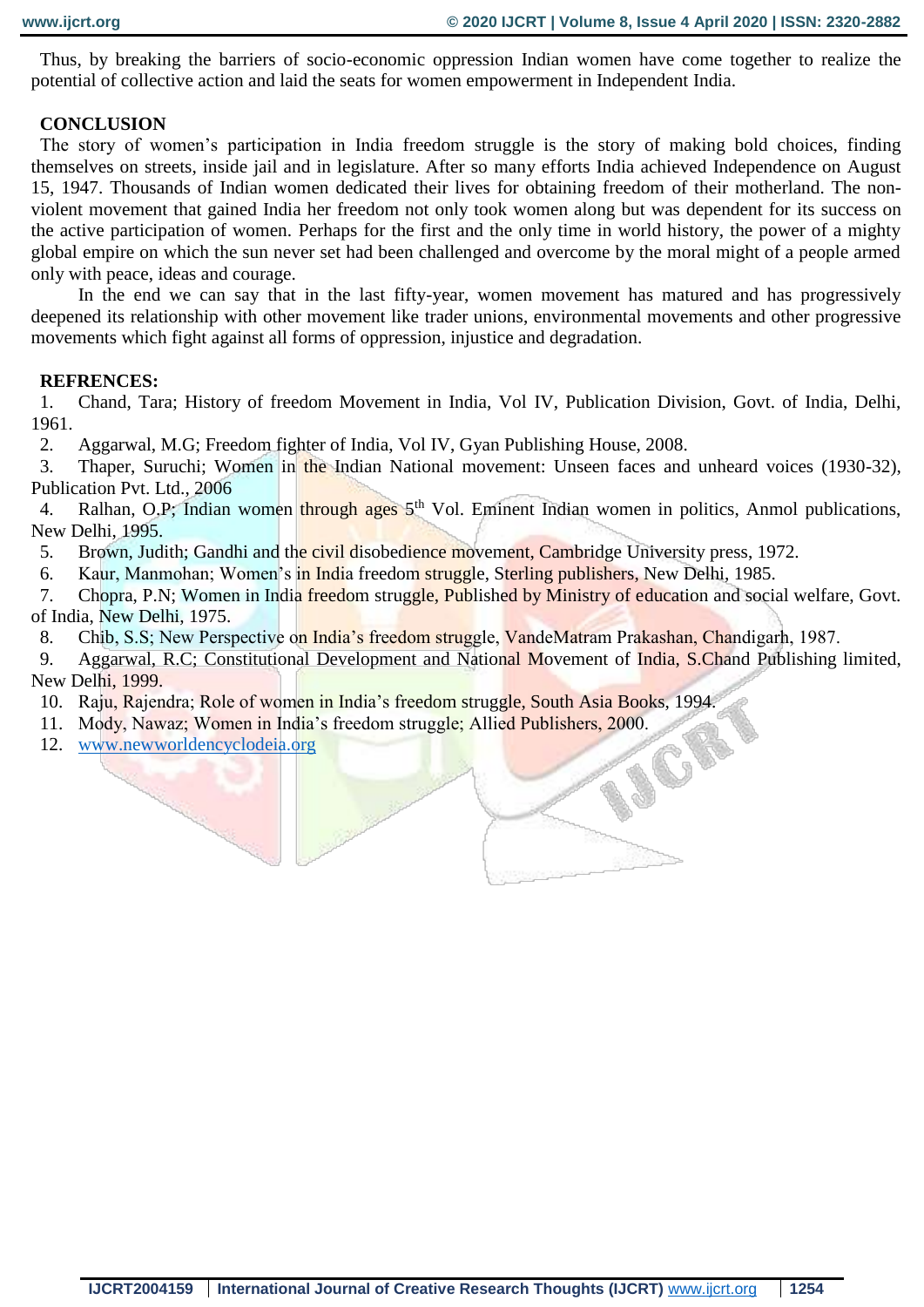Thus, by breaking the barriers of socio-economic oppression Indian women have come together to realize the potential of collective action and laid the seats for women empowerment in Independent India.

## CONCLUSION

The story of women's participation in India freedom struggle is the story of making bold choices, finding themselves on streets, inside jail and in legislature. After so many efforts India achieved Independence on August 15, 1947. Thousands of Indian women dedicated their lives for obtaining freedom of their motherland. The non-violent movement that gained India her freedom not only took women along but was dependent for its success on the active participation of women. Perhaps for the first and the only time in world history, the power of a mighty global empire on which the sun never set had been challenged and overcome by the moral might of a people armed only with peace, ideas and courage.

In the end we can say that in the last fifty-year, women movement has matured and has progressively deepened its relationship with other movement like trader unions, environmental movements and other progressive movements which fight against all forms of oppression, injustice and degradation.

## REFRENCES:

1. Chand, Tara; History of freedom Movement in India, Vol IV, Publication Division, Govt. of India, Delhi, 1961.
2. Aggarwal, M.G; Freedom fighter of India, Vol IV, Gyan Publishing House, 2008.
3. Thaper, Suruchi; Women in the Indian National movement: Unseen faces and unheard voices (1930-32), Publication Pvt. Ltd., 2006
4. Ralhan, O.P; Indian women through ages 5th Vol. Eminent Indian women in politics, Anmol publications, New Delhi, 1995.
5. Brown, Judith; Gandhi and the civil disobedience movement, Cambridge University press, 1972.
6. Kaur, Manmohan; Women's in India freedom struggle, Sterling publishers, New Delhi, 1985.
7. Chopra, P.N; Women in India freedom struggle, Published by Ministry of education and social welfare, Govt. of India, New Delhi, 1975.
8. Chib, S.S; New Perspective on India's freedom struggle, VandeMatram Prakashan, Chandigarh, 1987.
9. Aggarwal, R.C; Constitutional Development and National Movement of India, S.Chand Publishing limited, New Delhi, 1999.
10. Raju, Rajendra; Role of women in India's freedom struggle, South Asia Books, 1994.
11. Mody, Nawaz; Women in India's freedom struggle; Allied Publishers, 2000.
12. www.newworldencyclodeia.org